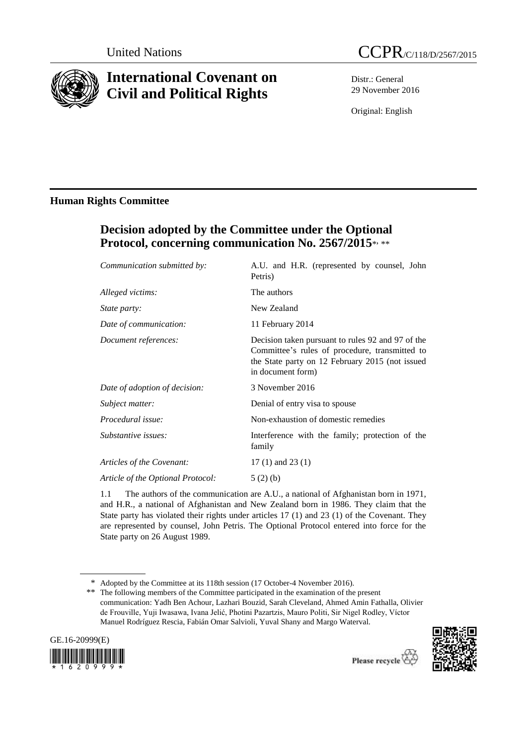United Nations

CCPR/C/118/D/2567/2015

# International Covenant on Civil and Political Rights

Distr.: General
29 November 2016

Original: English

## Human Rights Committee

## Decision adopted by the Committee under the Optional Protocol, concerning communication No. 2567/2015*, **

| | |
|---|---|
| *Communication submitted by:* | A.U. and H.R. (represented by counsel, John Petris) |
| *Alleged victims:* | The authors |
| *State party:* | New Zealand |
| *Date of communication:* | 11 February 2014 |
| *Document references:* | Decision taken pursuant to rules 92 and 97 of the Committee's rules of procedure, transmitted to the State party on 12 February 2015 (not issued in document form) |
| *Date of adoption of decision:* | 3 November 2016 |
| *Subject matter:* | Denial of entry visa to spouse |
| *Procedural issue:* | Non-exhaustion of domestic remedies |
| *Substantive issues:* | Interference with the family; protection of the family |
| *Articles of the Covenant:* | 17 (1) and 23 (1) |
| *Article of the Optional Protocol:* | 5 (2) (b) |

1.1 The authors of the communication are A.U., a national of Afghanistan born in 1971, and H.R., a national of Afghanistan and New Zealand born in 1986. They claim that the State party has violated their rights under articles 17 (1) and 23 (1) of the Covenant. They are represented by counsel, John Petris. The Optional Protocol entered into force for the State party on 26 August 1989.

\* Adopted by the Committee at its 118th session (17 October-4 November 2016).

\*\* The following members of the Committee participated in the examination of the present communication: Yadh Ben Achour, Lazhari Bouzid, Sarah Cleveland, Ahmed Amin Fathalla, Olivier de Frouville, Yuji Iwasawa, Ivana Jelić, Photini Pazartzis, Mauro Politi, Sir Nigel Rodley, Víctor Manuel Rodríguez Rescia, Fabián Omar Salvioli, Yuval Shany and Margo Waterval.

GE.16-20999(E)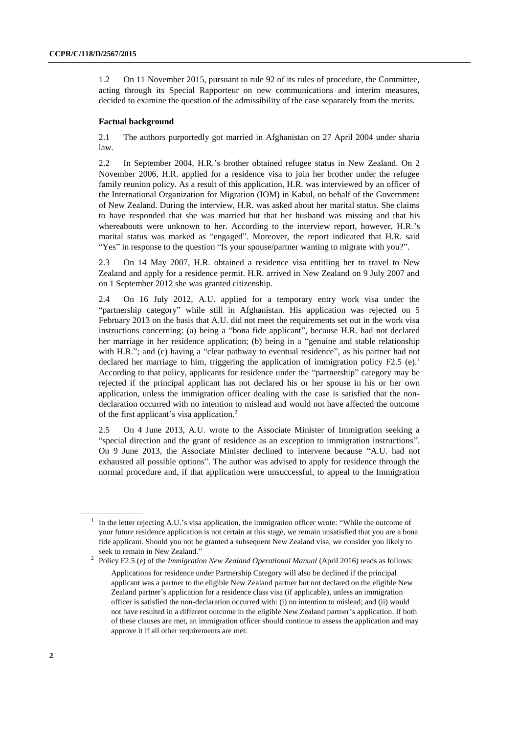1.2 On 11 November 2015, pursuant to rule 92 of its rules of procedure, the Committee, acting through its Special Rapporteur on new communications and interim measures, decided to examine the question of the admissibility of the case separately from the merits.

### Factual background

2.1 The authors purportedly got married in Afghanistan on 27 April 2004 under sharia law.

2.2 In September 2004, H.R.'s brother obtained refugee status in New Zealand. On 2 November 2006, H.R. applied for a residence visa to join her brother under the refugee family reunion policy. As a result of this application, H.R. was interviewed by an officer of the International Organization for Migration (IOM) in Kabul, on behalf of the Government of New Zealand. During the interview, H.R. was asked about her marital status. She claims to have responded that she was married but that her husband was missing and that his whereabouts were unknown to her. According to the interview report, however, H.R.'s marital status was marked as "engaged". Moreover, the report indicated that H.R. said "Yes" in response to the question "Is your spouse/partner wanting to migrate with you?".

2.3 On 14 May 2007, H.R. obtained a residence visa entitling her to travel to New Zealand and apply for a residence permit. H.R. arrived in New Zealand on 9 July 2007 and on 1 September 2012 she was granted citizenship.

2.4 On 16 July 2012, A.U. applied for a temporary entry work visa under the "partnership category" while still in Afghanistan. His application was rejected on 5 February 2013 on the basis that A.U. did not meet the requirements set out in the work visa instructions concerning: (a) being a "bona fide applicant", because H.R. had not declared her marriage in her residence application; (b) being in a "genuine and stable relationship with H.R."; and (c) having a "clear pathway to eventual residence", as his partner had not declared her marriage to him, triggering the application of immigration policy F2.5 (e).[1] According to that policy, applicants for residence under the "partnership" category may be rejected if the principal applicant has not declared his or her spouse in his or her own application, unless the immigration officer dealing with the case is satisfied that the non-declaration occurred with no intention to mislead and would not have affected the outcome of the first applicant's visa application.[2]

2.5 On 4 June 2013, A.U. wrote to the Associate Minister of Immigration seeking a "special direction and the grant of residence as an exception to immigration instructions". On 9 June 2013, the Associate Minister declined to intervene because "A.U. had not exhausted all possible options". The author was advised to apply for residence through the normal procedure and, if that application were unsuccessful, to appeal to the Immigration

---

[1] In the letter rejecting A.U.'s visa application, the immigration officer wrote: "While the outcome of your future residence application is not certain at this stage, we remain unsatisfied that you are a bona fide applicant. Should you not be granted a subsequent New Zealand visa, we consider you likely to seek to remain in New Zealand."

[2] Policy F2.5 (e) of the *Immigration New Zealand Operational Manual* (April 2016) reads as follows:

> Applications for residence under Partnership Category will also be declined if the principal applicant was a partner to the eligible New Zealand partner but not declared on the eligible New Zealand partner's application for a residence class visa (if applicable), unless an immigration officer is satisfied the non-declaration occurred with: (i) no intention to mislead; and (ii) would not have resulted in a different outcome in the eligible New Zealand partner's application. If both of these clauses are met, an immigration officer should continue to assess the application and may approve it if all other requirements are met.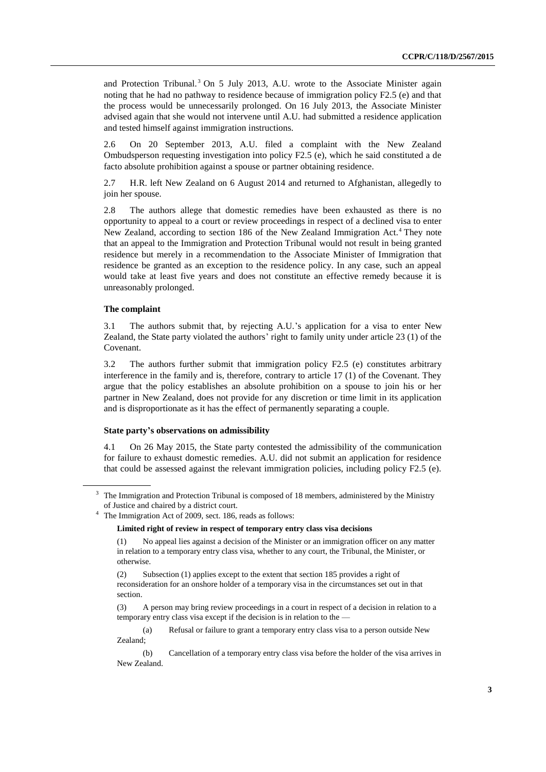and Protection Tribunal.[3] On 5 July 2013, A.U. wrote to the Associate Minister again noting that he had no pathway to residence because of immigration policy F2.5 (e) and that the process would be unnecessarily prolonged. On 16 July 2013, the Associate Minister advised again that she would not intervene until A.U. had submitted a residence application and tested himself against immigration instructions.

2.6 On 20 September 2013, A.U. filed a complaint with the New Zealand Ombudsperson requesting investigation into policy F2.5 (e), which he said constituted a de facto absolute prohibition against a spouse or partner obtaining residence.

2.7 H.R. left New Zealand on 6 August 2014 and returned to Afghanistan, allegedly to join her spouse.

2.8 The authors allege that domestic remedies have been exhausted as there is no opportunity to appeal to a court or review proceedings in respect of a declined visa to enter New Zealand, according to section 186 of the New Zealand Immigration Act.[4] They note that an appeal to the Immigration and Protection Tribunal would not result in being granted residence but merely in a recommendation to the Associate Minister of Immigration that residence be granted as an exception to the residence policy. In any case, such an appeal would take at least five years and does not constitute an effective remedy because it is unreasonably prolonged.

### The complaint

3.1 The authors submit that, by rejecting A.U.'s application for a visa to enter New Zealand, the State party violated the authors' right to family unity under article 23 (1) of the Covenant.

3.2 The authors further submit that immigration policy F2.5 (e) constitutes arbitrary interference in the family and is, therefore, contrary to article 17 (1) of the Covenant. They argue that the policy establishes an absolute prohibition on a spouse to join his or her partner in New Zealand, does not provide for any discretion or time limit in its application and is disproportionate as it has the effect of permanently separating a couple.

### State party's observations on admissibility

4.1 On 26 May 2015, the State party contested the admissibility of the communication for failure to exhaust domestic remedies. A.U. did not submit an application for residence that could be assessed against the relevant immigration policies, including policy F2.5 (e).

---

[3] The Immigration and Protection Tribunal is composed of 18 members, administered by the Ministry of Justice and chaired by a district court.

[4] The Immigration Act of 2009, sect. 186, reads as follows:

**Limited right of review in respect of temporary entry class visa decisions**

(1) No appeal lies against a decision of the Minister or an immigration officer on any matter in relation to a temporary entry class visa, whether to any court, the Tribunal, the Minister, or otherwise.

(2) Subsection (1) applies except to the extent that section 185 provides a right of reconsideration for an onshore holder of a temporary visa in the circumstances set out in that section.

(3) A person may bring review proceedings in a court in respect of a decision in relation to a temporary entry class visa except if the decision is in relation to the —

(a) Refusal or failure to grant a temporary entry class visa to a person outside New Zealand;

(b) Cancellation of a temporary entry class visa before the holder of the visa arrives in New Zealand.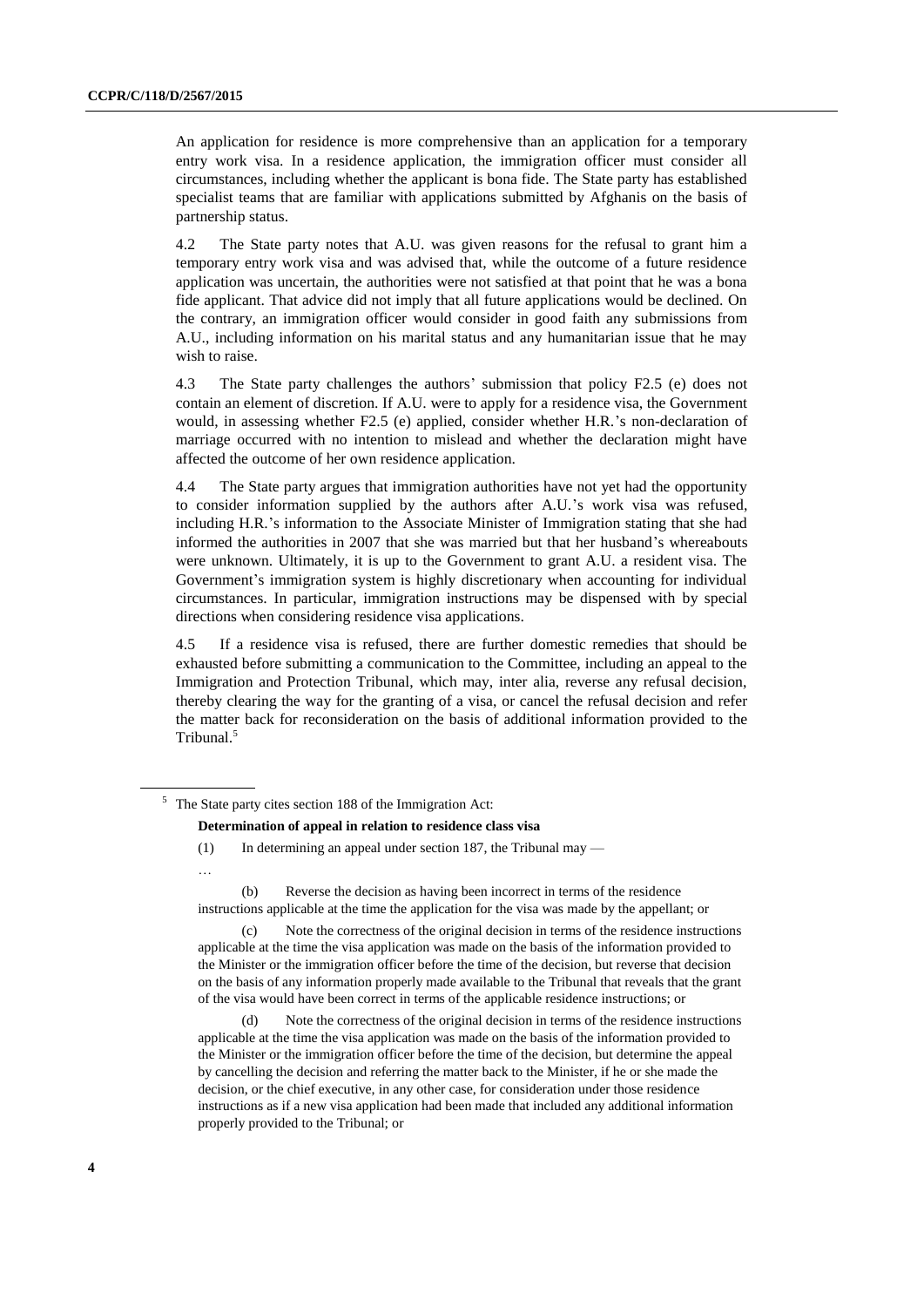An application for residence is more comprehensive than an application for a temporary entry work visa. In a residence application, the immigration officer must consider all circumstances, including whether the applicant is bona fide. The State party has established specialist teams that are familiar with applications submitted by Afghanis on the basis of partnership status.

4.2 The State party notes that A.U. was given reasons for the refusal to grant him a temporary entry work visa and was advised that, while the outcome of a future residence application was uncertain, the authorities were not satisfied at that point that he was a bona fide applicant. That advice did not imply that all future applications would be declined. On the contrary, an immigration officer would consider in good faith any submissions from A.U., including information on his marital status and any humanitarian issue that he may wish to raise.

4.3 The State party challenges the authors' submission that policy F2.5 (e) does not contain an element of discretion. If A.U. were to apply for a residence visa, the Government would, in assessing whether F2.5 (e) applied, consider whether H.R.'s non-declaration of marriage occurred with no intention to mislead and whether the declaration might have affected the outcome of her own residence application.

4.4 The State party argues that immigration authorities have not yet had the opportunity to consider information supplied by the authors after A.U.'s work visa was refused, including H.R.'s information to the Associate Minister of Immigration stating that she had informed the authorities in 2007 that she was married but that her husband's whereabouts were unknown. Ultimately, it is up to the Government to grant A.U. a resident visa. The Government's immigration system is highly discretionary when accounting for individual circumstances. In particular, immigration instructions may be dispensed with by special directions when considering residence visa applications.

4.5 If a residence visa is refused, there are further domestic remedies that should be exhausted before submitting a communication to the Committee, including an appeal to the Immigration and Protection Tribunal, which may, inter alia, reverse any refusal decision, thereby clearing the way for the granting of a visa, or cancel the refusal decision and refer the matter back for reconsideration on the basis of additional information provided to the Tribunal.[5]

---

[5] The State party cites section 188 of the Immigration Act:

**Determination of appeal in relation to residence class visa**

(1) In determining an appeal under section 187, the Tribunal may —

…

(b) Reverse the decision as having been incorrect in terms of the residence instructions applicable at the time the application for the visa was made by the appellant; or

(c) Note the correctness of the original decision in terms of the residence instructions applicable at the time the visa application was made on the basis of the information provided to the Minister or the immigration officer before the time of the decision, but reverse that decision on the basis of any information properly made available to the Tribunal that reveals that the grant of the visa would have been correct in terms of the applicable residence instructions; or

(d) Note the correctness of the original decision in terms of the residence instructions applicable at the time the visa application was made on the basis of the information provided to the Minister or the immigration officer before the time of the decision, but determine the appeal by cancelling the decision and referring the matter back to the Minister, if he or she made the decision, or the chief executive, in any other case, for consideration under those residence instructions as if a new visa application had been made that included any additional information properly provided to the Tribunal; or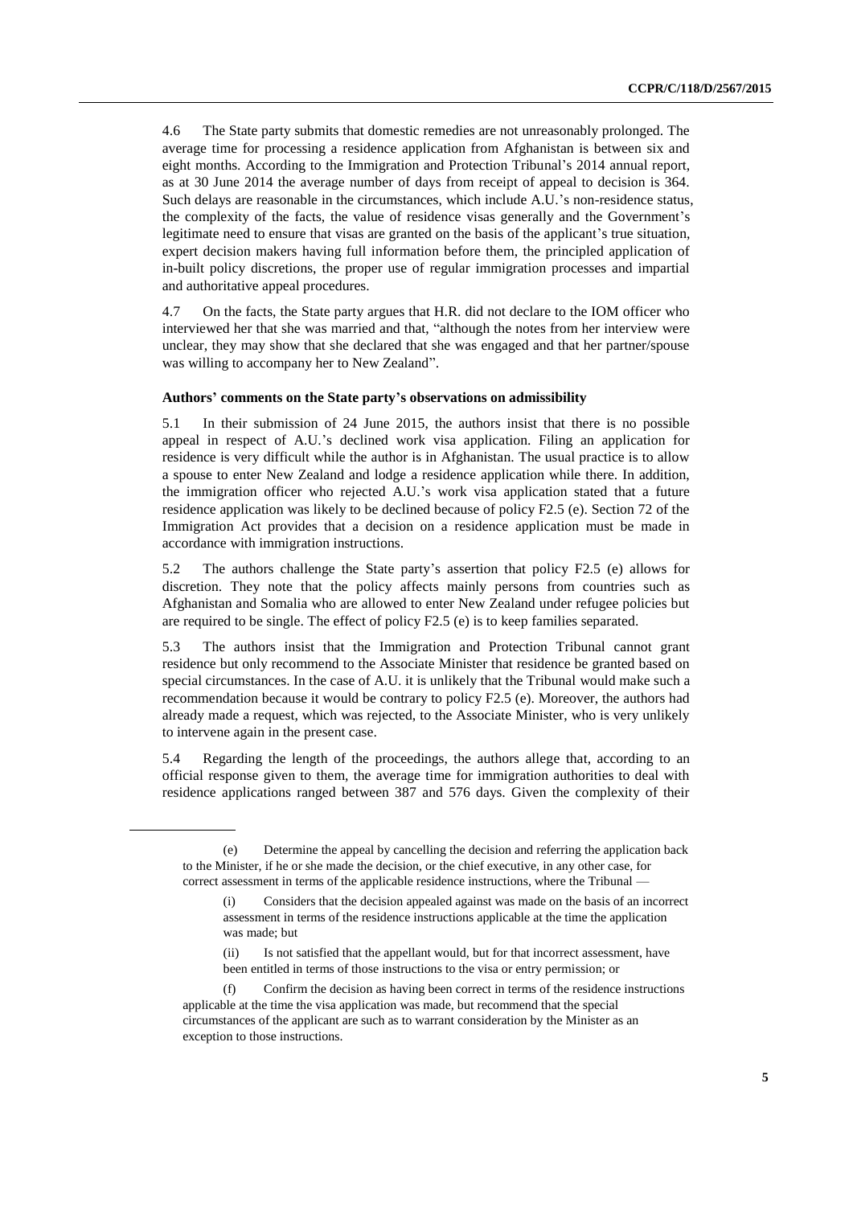4.6 The State party submits that domestic remedies are not unreasonably prolonged. The average time for processing a residence application from Afghanistan is between six and eight months. According to the Immigration and Protection Tribunal's 2014 annual report, as at 30 June 2014 the average number of days from receipt of appeal to decision is 364. Such delays are reasonable in the circumstances, which include A.U.'s non-residence status, the complexity of the facts, the value of residence visas generally and the Government's legitimate need to ensure that visas are granted on the basis of the applicant's true situation, expert decision makers having full information before them, the principled application of in-built policy discretions, the proper use of regular immigration processes and impartial and authoritative appeal procedures.

4.7 On the facts, the State party argues that H.R. did not declare to the IOM officer who interviewed her that she was married and that, "although the notes from her interview were unclear, they may show that she declared that she was engaged and that her partner/spouse was willing to accompany her to New Zealand".

**Authors' comments on the State party's observations on admissibility**

5.1 In their submission of 24 June 2015, the authors insist that there is no possible appeal in respect of A.U.'s declined work visa application. Filing an application for residence is very difficult while the author is in Afghanistan. The usual practice is to allow a spouse to enter New Zealand and lodge a residence application while there. In addition, the immigration officer who rejected A.U.'s work visa application stated that a future residence application was likely to be declined because of policy F2.5 (e). Section 72 of the Immigration Act provides that a decision on a residence application must be made in accordance with immigration instructions.

5.2 The authors challenge the State party's assertion that policy F2.5 (e) allows for discretion. They note that the policy affects mainly persons from countries such as Afghanistan and Somalia who are allowed to enter New Zealand under refugee policies but are required to be single. The effect of policy F2.5 (e) is to keep families separated.

5.3 The authors insist that the Immigration and Protection Tribunal cannot grant residence but only recommend to the Associate Minister that residence be granted based on special circumstances. In the case of A.U. it is unlikely that the Tribunal would make such a recommendation because it would be contrary to policy F2.5 (e). Moreover, the authors had already made a request, which was rejected, to the Associate Minister, who is very unlikely to intervene again in the present case.

5.4 Regarding the length of the proceedings, the authors allege that, according to an official response given to them, the average time for immigration authorities to deal with residence applications ranged between 387 and 576 days. Given the complexity of their

---

(e) Determine the appeal by cancelling the decision and referring the application back to the Minister, if he or she made the decision, or the chief executive, in any other case, for correct assessment in terms of the applicable residence instructions, where the Tribunal —

(i) Considers that the decision appealed against was made on the basis of an incorrect assessment in terms of the residence instructions applicable at the time the application was made; but

(ii) Is not satisfied that the appellant would, but for that incorrect assessment, have been entitled in terms of those instructions to the visa or entry permission; or

(f) Confirm the decision as having been correct in terms of the residence instructions applicable at the time the visa application was made, but recommend that the special circumstances of the applicant are such as to warrant consideration by the Minister as an exception to those instructions.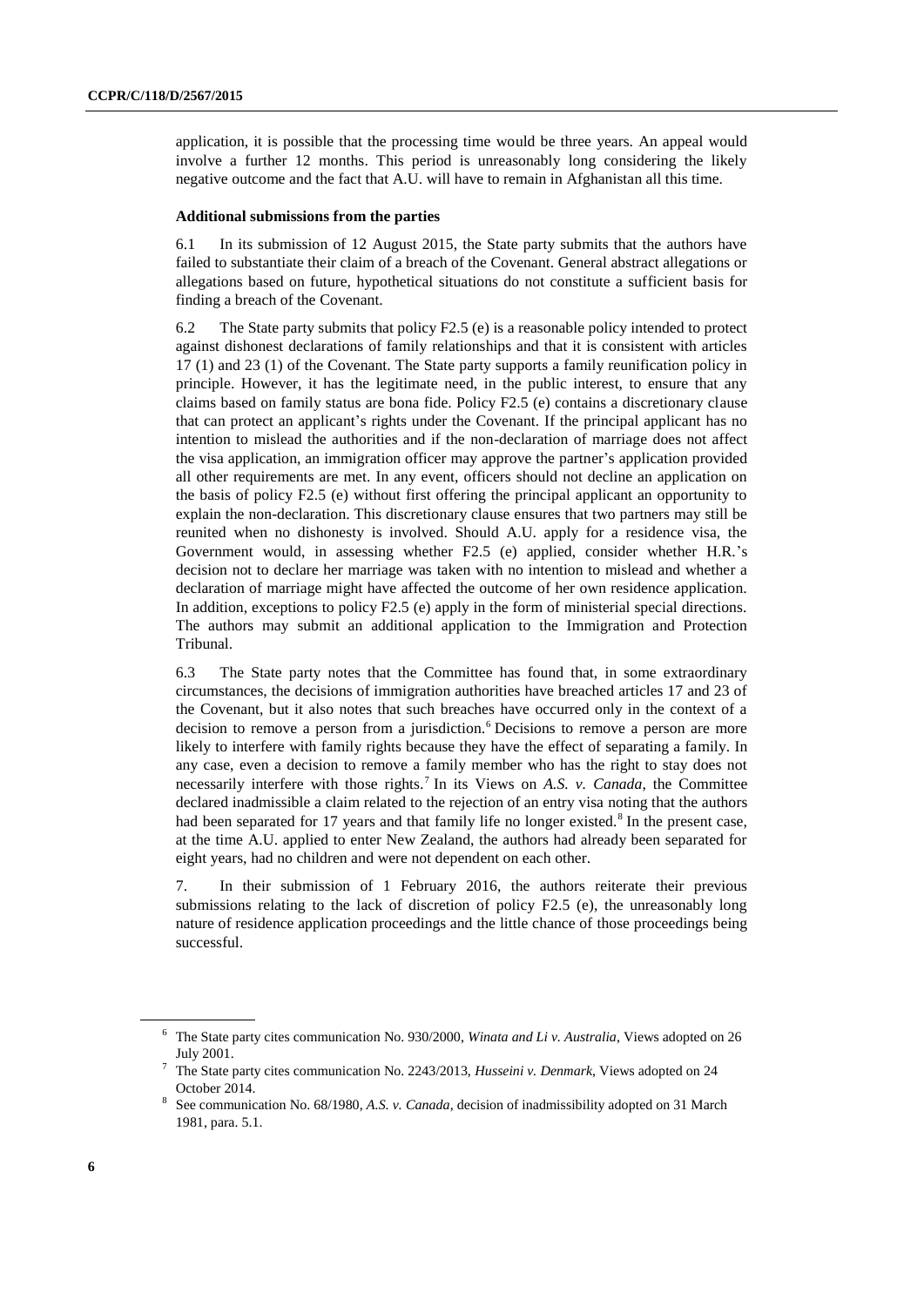application, it is possible that the processing time would be three years. An appeal would involve a further 12 months. This period is unreasonably long considering the likely negative outcome and the fact that A.U. will have to remain in Afghanistan all this time.

### Additional submissions from the parties

6.1 In its submission of 12 August 2015, the State party submits that the authors have failed to substantiate their claim of a breach of the Covenant. General abstract allegations or allegations based on future, hypothetical situations do not constitute a sufficient basis for finding a breach of the Covenant.

6.2 The State party submits that policy F2.5 (e) is a reasonable policy intended to protect against dishonest declarations of family relationships and that it is consistent with articles 17 (1) and 23 (1) of the Covenant. The State party supports a family reunification policy in principle. However, it has the legitimate need, in the public interest, to ensure that any claims based on family status are bona fide. Policy F2.5 (e) contains a discretionary clause that can protect an applicant's rights under the Covenant. If the principal applicant has no intention to mislead the authorities and if the non-declaration of marriage does not affect the visa application, an immigration officer may approve the partner's application provided all other requirements are met. In any event, officers should not decline an application on the basis of policy F2.5 (e) without first offering the principal applicant an opportunity to explain the non-declaration. This discretionary clause ensures that two partners may still be reunited when no dishonesty is involved. Should A.U. apply for a residence visa, the Government would, in assessing whether F2.5 (e) applied, consider whether H.R.'s decision not to declare her marriage was taken with no intention to mislead and whether a declaration of marriage might have affected the outcome of her own residence application. In addition, exceptions to policy F2.5 (e) apply in the form of ministerial special directions. The authors may submit an additional application to the Immigration and Protection Tribunal.

6.3 The State party notes that the Committee has found that, in some extraordinary circumstances, the decisions of immigration authorities have breached articles 17 and 23 of the Covenant, but it also notes that such breaches have occurred only in the context of a decision to remove a person from a jurisdiction.[6] Decisions to remove a person are more likely to interfere with family rights because they have the effect of separating a family. In any case, even a decision to remove a family member who has the right to stay does not necessarily interfere with those rights.[7] In its Views on *A.S. v. Canada*, the Committee declared inadmissible a claim related to the rejection of an entry visa noting that the authors had been separated for 17 years and that family life no longer existed.[8] In the present case, at the time A.U. applied to enter New Zealand, the authors had already been separated for eight years, had no children and were not dependent on each other.

7. In their submission of 1 February 2016, the authors reiterate their previous submissions relating to the lack of discretion of policy F2.5 (e), the unreasonably long nature of residence application proceedings and the little chance of those proceedings being successful.

---

[6] The State party cites communication No. 930/2000, *Winata and Li v. Australia*, Views adopted on 26 July 2001.

[7] The State party cites communication No. 2243/2013, *Husseini v. Denmark*, Views adopted on 24 October 2014.

[8] See communication No. 68/1980, *A.S. v. Canada*, decision of inadmissibility adopted on 31 March 1981, para. 5.1.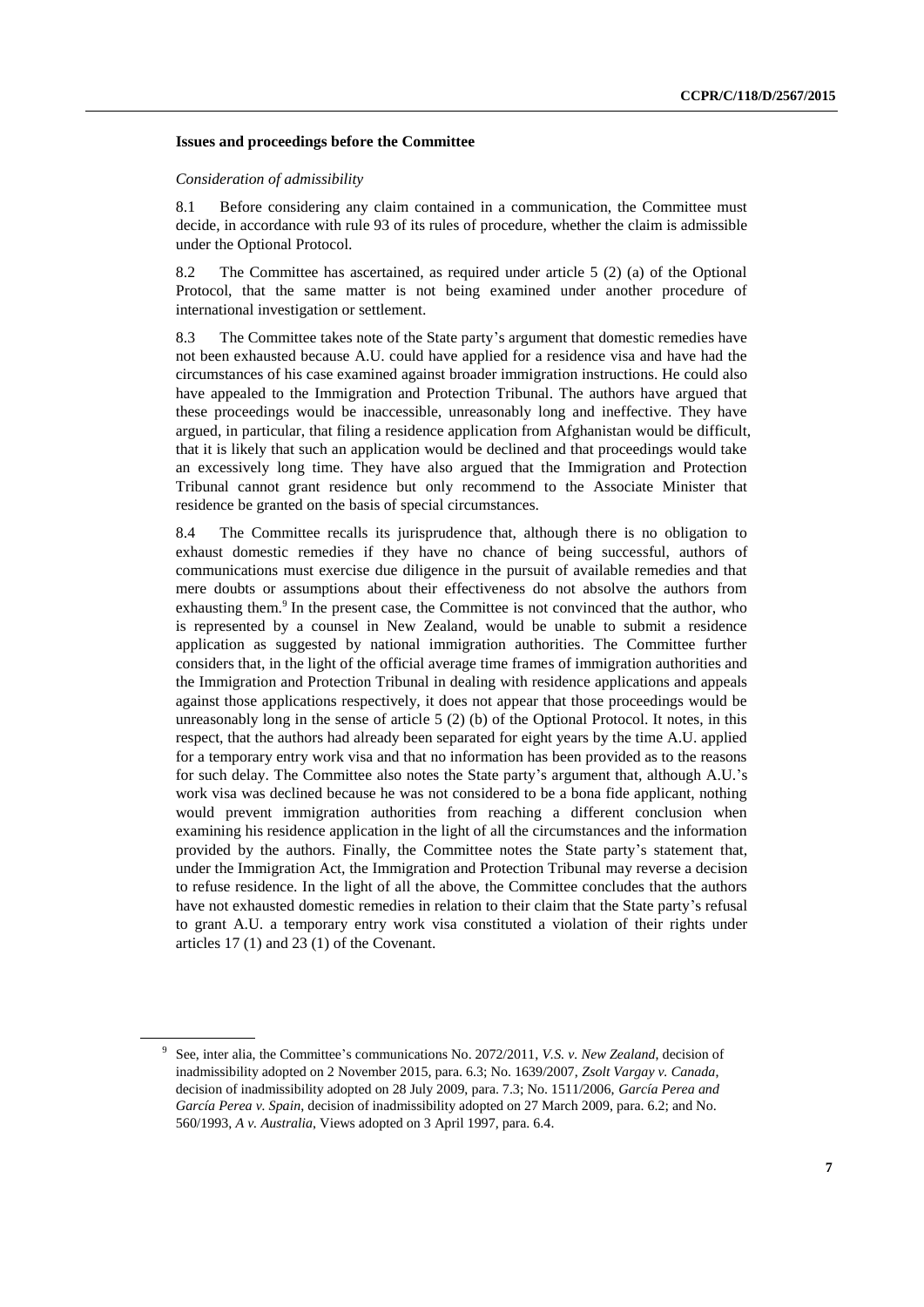### Issues and proceedings before the Committee

*Consideration of admissibility*

8.1 Before considering any claim contained in a communication, the Committee must decide, in accordance with rule 93 of its rules of procedure, whether the claim is admissible under the Optional Protocol.

8.2 The Committee has ascertained, as required under article 5 (2) (a) of the Optional Protocol, that the same matter is not being examined under another procedure of international investigation or settlement.

8.3 The Committee takes note of the State party's argument that domestic remedies have not been exhausted because A.U. could have applied for a residence visa and have had the circumstances of his case examined against broader immigration instructions. He could also have appealed to the Immigration and Protection Tribunal. The authors have argued that these proceedings would be inaccessible, unreasonably long and ineffective. They have argued, in particular, that filing a residence application from Afghanistan would be difficult, that it is likely that such an application would be declined and that proceedings would take an excessively long time. They have also argued that the Immigration and Protection Tribunal cannot grant residence but only recommend to the Associate Minister that residence be granted on the basis of special circumstances.

8.4 The Committee recalls its jurisprudence that, although there is no obligation to exhaust domestic remedies if they have no chance of being successful, authors of communications must exercise due diligence in the pursuit of available remedies and that mere doubts or assumptions about their effectiveness do not absolve the authors from exhausting them.[9] In the present case, the Committee is not convinced that the author, who is represented by a counsel in New Zealand, would be unable to submit a residence application as suggested by national immigration authorities. The Committee further considers that, in the light of the official average time frames of immigration authorities and the Immigration and Protection Tribunal in dealing with residence applications and appeals against those applications respectively, it does not appear that those proceedings would be unreasonably long in the sense of article 5 (2) (b) of the Optional Protocol. It notes, in this respect, that the authors had already been separated for eight years by the time A.U. applied for a temporary entry work visa and that no information has been provided as to the reasons for such delay. The Committee also notes the State party's argument that, although A.U.'s work visa was declined because he was not considered to be a bona fide applicant, nothing would prevent immigration authorities from reaching a different conclusion when examining his residence application in the light of all the circumstances and the information provided by the authors. Finally, the Committee notes the State party's statement that, under the Immigration Act, the Immigration and Protection Tribunal may reverse a decision to refuse residence. In the light of all the above, the Committee concludes that the authors have not exhausted domestic remedies in relation to their claim that the State party's refusal to grant A.U. a temporary entry work visa constituted a violation of their rights under articles 17 (1) and 23 (1) of the Covenant.

---

[9] See, inter alia, the Committee's communications No. 2072/2011, *V.S. v. New Zealand*, decision of inadmissibility adopted on 2 November 2015, para. 6.3; No. 1639/2007, *Zsolt Vargay v. Canada*, decision of inadmissibility adopted on 28 July 2009, para. 7.3; No. 1511/2006, *García Perea and García Perea v. Spain*, decision of inadmissibility adopted on 27 March 2009, para. 6.2; and No. 560/1993, *A v. Australia*, Views adopted on 3 April 1997, para. 6.4.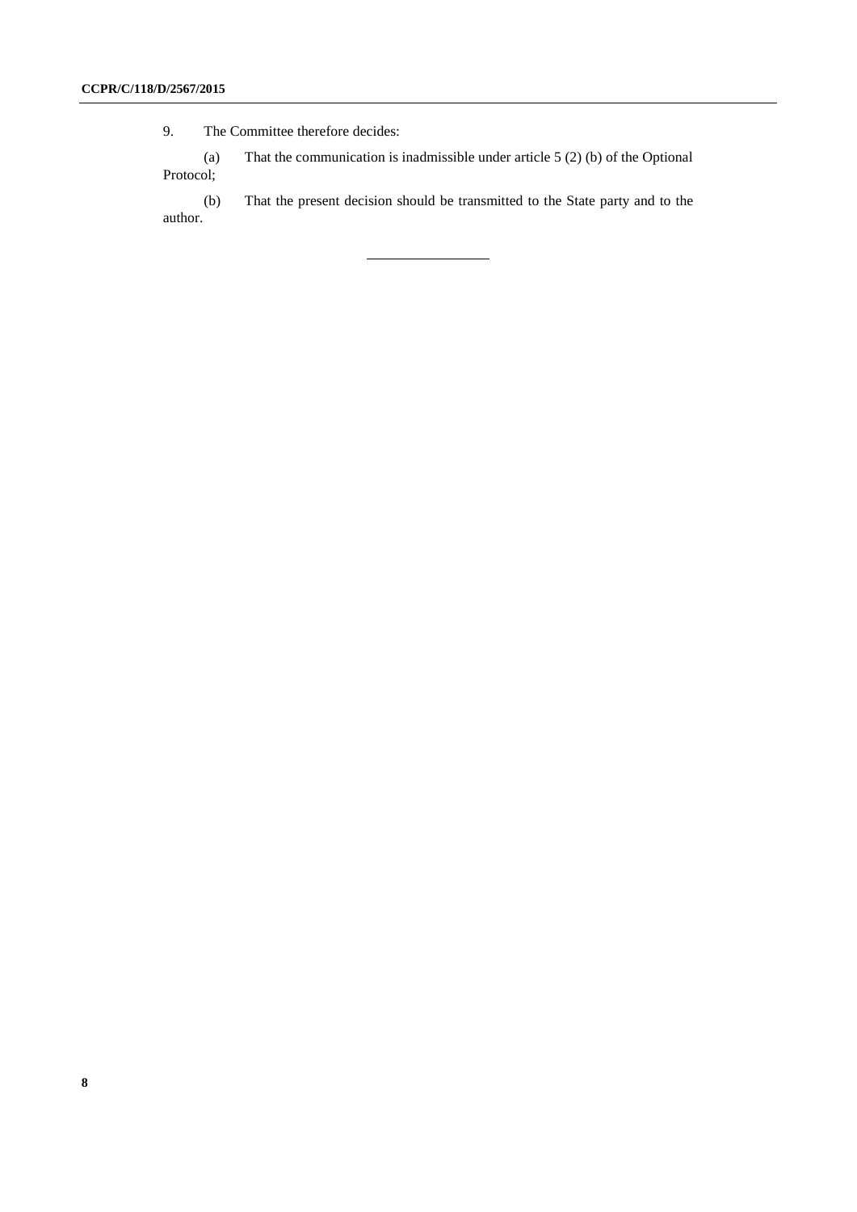9. The Committee therefore decides:

(a) That the communication is inadmissible under article 5 (2) (b) of the Optional Protocol;

(b) That the present decision should be transmitted to the State party and to the author.